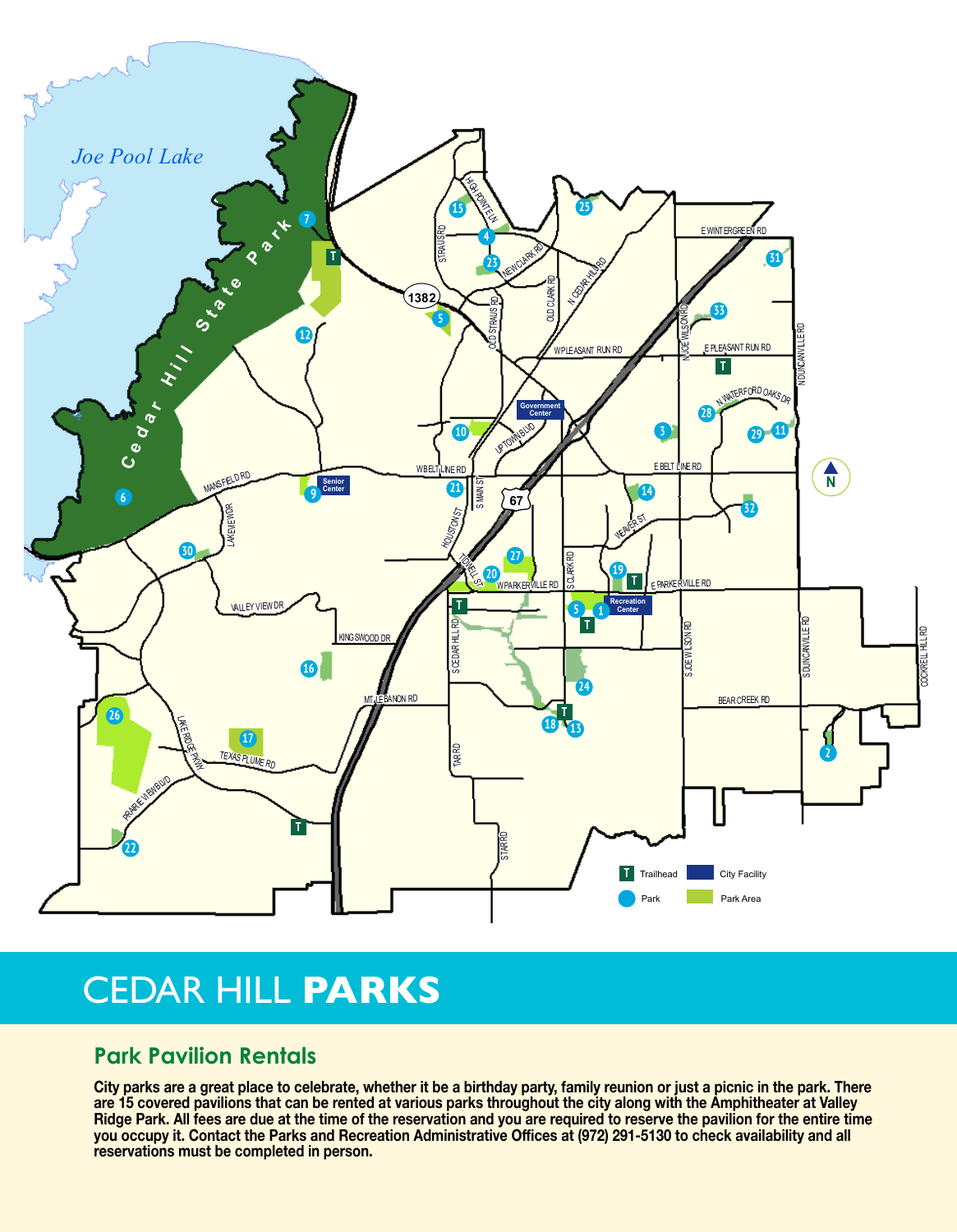# CEDAR HILL **PARKS**

## Park Pavilion Rentals

**City parks are a great place to celebrate, whether it be a birthday party, family reunion or just a picnic in the park. There are 15 covered pavilions that can be rented at various parks throughout the city along with the Amphitheater at Valley Ridge Park. All fees are due at the time of the reservation and you are required to reserve the pavilion for the entire time you occupy it. Contact the Parks and Recreation Administrative Offices at (972) 291-5130 to check availability and all reservations must be completed in person.**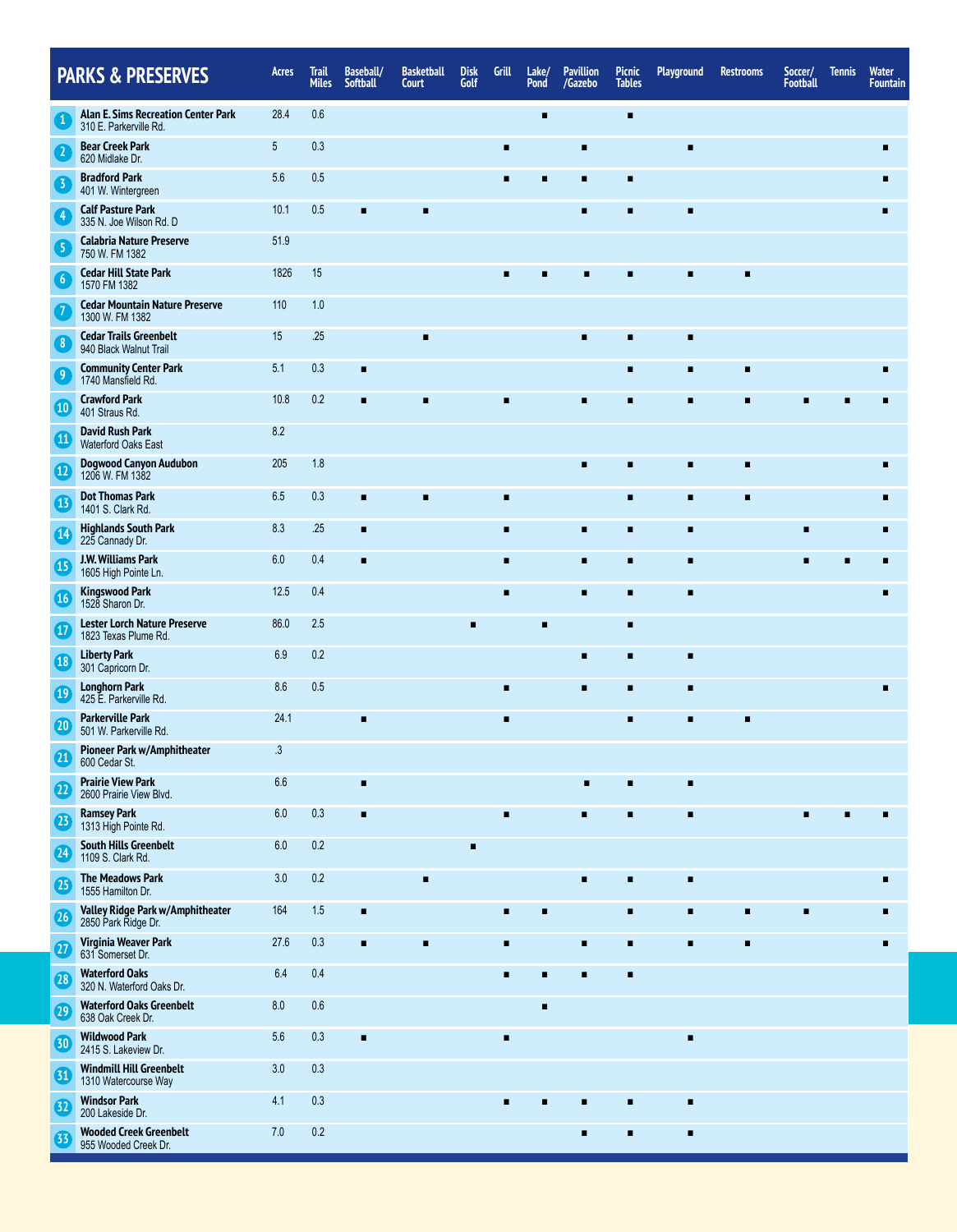| PARKS & PRESERVES | Acres | Trail Miles | Baseball/ Softball | Basketball Court | Disk Golf | Grill | Lake/ Pond | Pavillion /Gazebo | Picnic Tables | Playground | Restrooms | Soccer/ Football | Tennis | Water Fountain |
|---|---|---|---|---|---|---|---|---|---|---|---|---|---|---|
| 1 **Alan E. Sims Recreation Center Park** 310 E. Parkerville Rd. | 28.4 | 0.6 | | | | | ■ | | ■ | | | | | |
| 2 **Bear Creek Park** 620 Midlake Dr. | 5 | 0.3 | | | | ■ | | ■ | | ■ | | | | ■ |
| 3 **Bradford Park** 401 W. Wintergreen | 5.6 | 0.5 | | | | ■ | ■ | ■ | ■ | | | | | ■ |
| 4 **Calf Pasture Park** 335 N. Joe Wilson Rd. D | 10.1 | 0.5 | ■ | ■ | | | | ■ | ■ | ■ | | | | ■ |
| 5 **Calabria Nature Preserve** 750 W. FM 1382 | 51.9 | | | | | | | | | | | | | |
| 6 **Cedar Hill State Park** 1570 FM 1382 | 1826 | 15 | | | | ■ | ■ | ■ | ■ | ■ | ■ | | | |
| 7 **Cedar Mountain Nature Preserve** 1300 W. FM 1382 | 110 | 1.0 | | | | | | | | | | | | |
| 8 **Cedar Trails Greenbelt** 940 Black Walnut Trail | 15 | .25 | | ■ | | | | ■ | ■ | ■ | | | | |
| 9 **Community Center Park** 1740 Mansfield Rd. | 5.1 | 0.3 | ■ | | | | | | ■ | ■ | ■ | | | ■ |
| 10 **Crawford Park** 401 Straus Rd. | 10.8 | 0.2 | ■ | ■ | | ■ | | ■ | ■ | ■ | ■ | ■ | ■ | ■ |
| 11 **David Rush Park** Waterford Oaks East | 8.2 | | | | | | | | | | | | | |
| 12 **Dogwood Canyon Audubon** 1206 W. FM 1382 | 205 | 1.8 | | | | | | ■ | ■ | ■ | ■ | | | ■ |
| 13 **Dot Thomas Park** 1401 S. Clark Rd. | 6.5 | 0.3 | ■ | ■ | | ■ | | | ■ | ■ | ■ | | | ■ |
| 14 **Highlands South Park** 225 Cannady Dr. | 8.3 | .25 | ■ | | | ■ | | ■ | ■ | ■ | | ■ | | ■ |
| 15 **J.W. Williams Park** 1605 High Pointe Ln. | 6.0 | 0.4 | ■ | | | ■ | | ■ | ■ | ■ | | ■ | ■ | ■ |
| 16 **Kingswood Park** 1528 Sharon Dr. | 12.5 | 0.4 | | | | ■ | | ■ | ■ | ■ | | | | ■ |
| 17 **Lester Lorch Nature Preserve** 1823 Texas Plume Rd. | 86.0 | 2.5 | | | ■ | | ■ | | ■ | | | | | |
| 18 **Liberty Park** 301 Capricorn Dr. | 6.9 | 0.2 | | | | | | ■ | ■ | ■ | | | | |
| 19 **Longhorn Park** 425 E. Parkerville Rd. | 8.6 | 0.5 | | | | ■ | | ■ | ■ | ■ | | | | ■ |
| 20 **Parkerville Park** 501 W. Parkerville Rd. | 24.1 | | ■ | | | ■ | | | ■ | ■ | ■ | | | |
| 21 **Pioneer Park w/Amphitheater** 600 Cedar St. | .3 | | | | | | | | | | | | | |
| 22 **Prairie View Park** 2600 Prairie View Blvd. | 6.6 | | ■ | | | | | ■ | ■ | ■ | | | | |
| 23 **Ramsey Park** 1313 High Pointe Rd. | 6.0 | 0.3 | ■ | | | ■ | | ■ | ■ | ■ | | ■ | ■ | ■ |
| 24 **South Hills Greenbelt** 1109 S. Clark Rd. | 6.0 | 0.2 | | | ■ | | | | | | | | | |
| 25 **The Meadows Park** 1555 Hamilton Dr. | 3.0 | 0.2 | | ■ | | | | ■ | ■ | ■ | | | | ■ |
| 26 **Valley Ridge Park w/Amphitheater** 2850 Park Ridge Dr. | 164 | 1.5 | ■ | | | ■ | ■ | | ■ | ■ | ■ | ■ | | ■ |
| 27 **Virginia Weaver Park** 631 Somerset Dr. | 27.6 | 0.3 | ■ | ■ | | ■ | | ■ | ■ | ■ | ■ | | | ■ |
| 28 **Waterford Oaks** 320 N. Waterford Oaks Dr. | 6.4 | 0.4 | | | | ■ | ■ | ■ | ■ | | | | | |
| 29 **Waterford Oaks Greenbelt** 638 Oak Creek Dr. | 8.0 | 0.6 | | | | | ■ | | | | | | | |
| 30 **Wildwood Park** 2415 S. Lakeview Dr. | 5.6 | 0.3 | ■ | | | ■ | | | | ■ | | | | |
| 31 **Windmill Hill Greenbelt** 1310 Watercourse Way | 3.0 | 0.3 | | | | | | | | | | | | |
| 32 **Windsor Park** 200 Lakeside Dr. | 4.1 | 0.3 | | | | ■ | ■ | ■ | ■ | ■ | | | | |
| 33 **Wooded Creek Greenbelt** 955 Wooded Creek Dr. | 7.0 | 0.2 | | | | | | ■ | ■ | ■ | | | | |